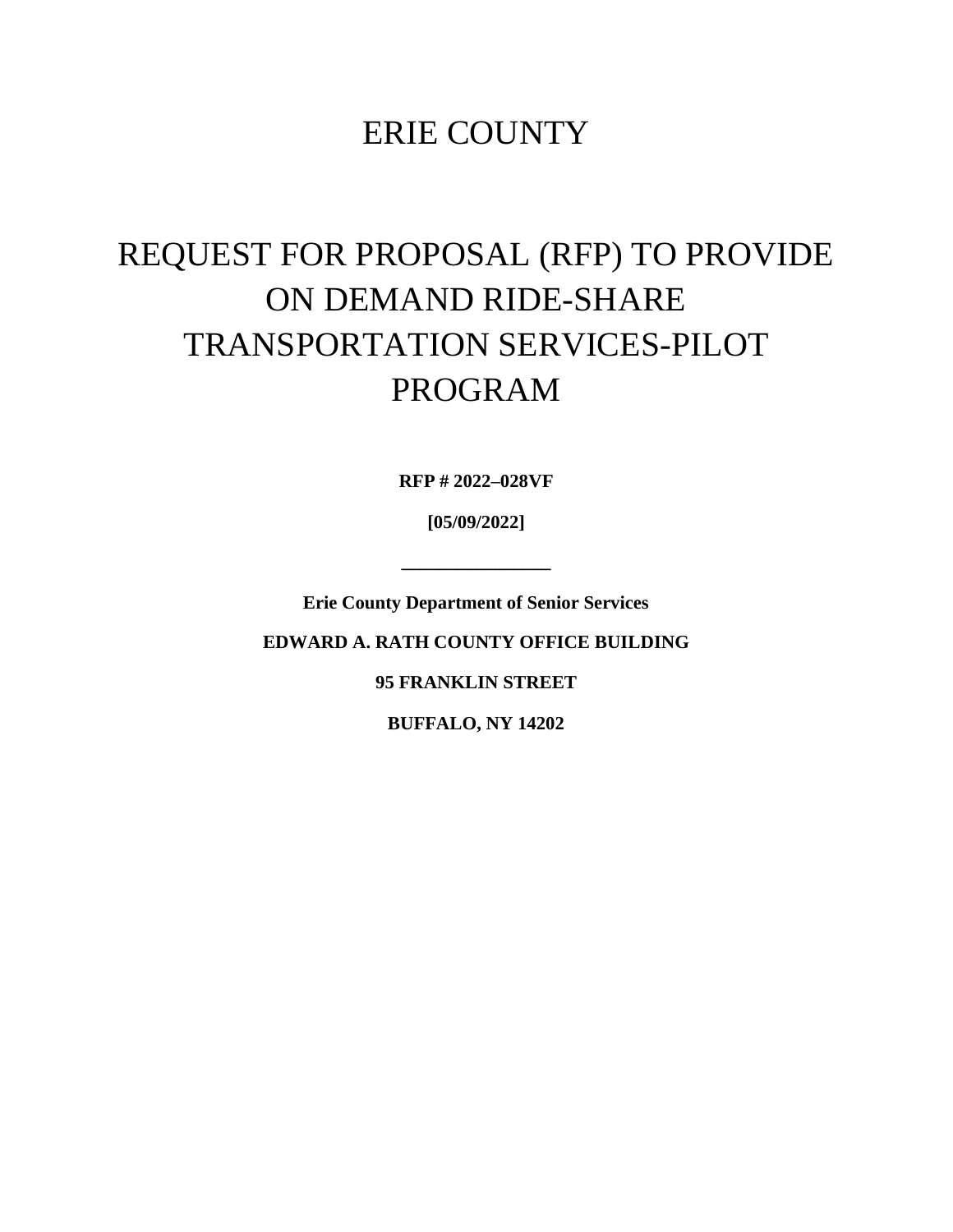# ERIE COUNTY

# REQUEST FOR PROPOSAL (RFP) TO PROVIDE ON DEMAND RIDE-SHARE TRANSPORTATION SERVICES-PILOT PROGRAM

**RFP # 2022–028VF**

**[05/09/2022]**

**_______________**

**Erie County Department of Senior Services**

**EDWARD A. RATH COUNTY OFFICE BUILDING**

**95 FRANKLIN STREET**

**BUFFALO, NY 14202**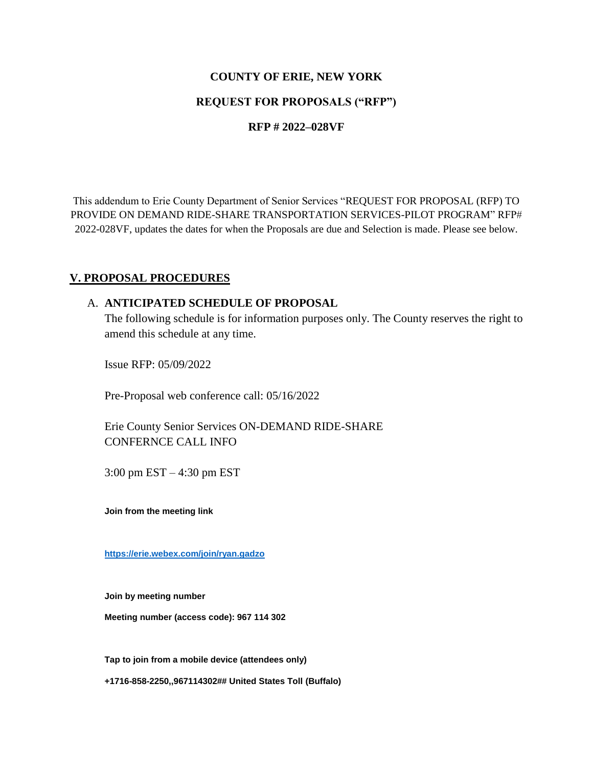**COUNTY OF ERIE, NEW YORK**

**REQUEST FOR PROPOSALS ("RFP")**

**RFP # 2022–028VF**

This addendum to Erie County Department of Senior Services "REQUEST FOR PROPOSAL (RFP) TO PROVIDE ON DEMAND RIDE-SHARE TRANSPORTATION SERVICES-PILOT PROGRAM" RFP# 2022-028VF, updates the dates for when the Proposals are due and Selection is made. Please see below.

## V. PROPOSAL PROCEDURES

### A. ANTICIPATED SCHEDULE OF PROPOSAL

The following schedule is for information purposes only. The County reserves the right to amend this schedule at any time.

Issue RFP: 05/09/2022

Pre-Proposal web conference call: 05/16/2022

Erie County Senior Services ON-DEMAND RIDE-SHARE CONFERNCE CALL INFO

3:00 pm EST – 4:30 pm EST

**Join from the meeting link**

**https://erie.webex.com/join/ryan.gadzo**

**Join by meeting number**

**Meeting number (access code): 967 114 302**

**Tap to join from a mobile device (attendees only)**

**+1716-858-2250,,967114302## United States Toll (Buffalo)**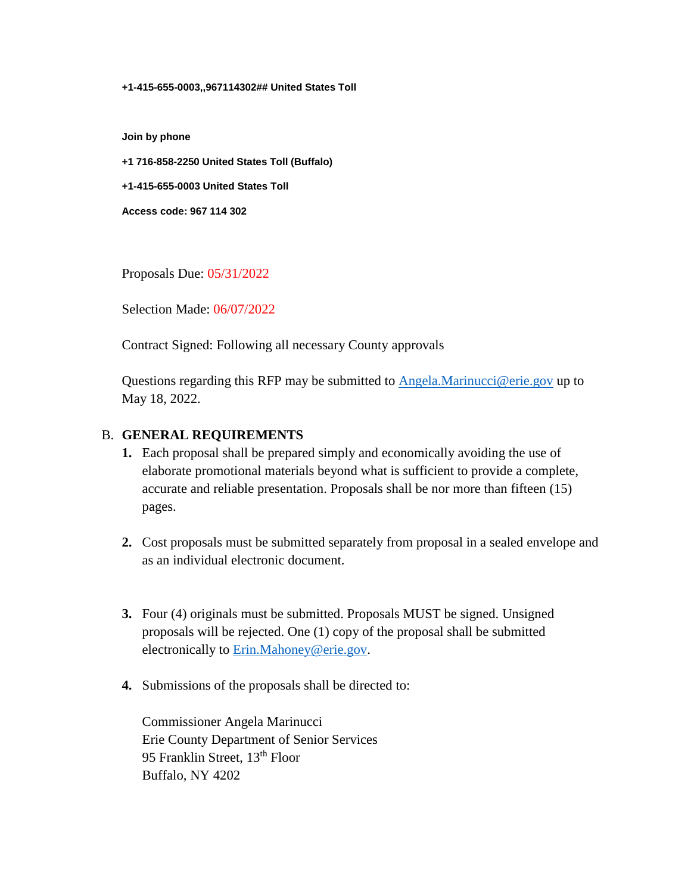**+1-415-655-0003,,967114302## United States Toll**

**Join by phone**

**+1 716-858-2250 United States Toll (Buffalo)**

**+1-415-655-0003 United States Toll**

**Access code: 967 114 302**

Proposals Due: 05/31/2022

Selection Made: 06/07/2022

Contract Signed: Following all necessary County approvals

Questions regarding this RFP may be submitted to [Angela.Marinucci@erie.gov](mailto:Angela.Marinucci@erie.gov) up to May 18, 2022.

B. **GENERAL REQUIREMENTS**

1. Each proposal shall be prepared simply and economically avoiding the use of elaborate promotional materials beyond what is sufficient to provide a complete, accurate and reliable presentation. Proposals shall be nor more than fifteen (15) pages.

2. Cost proposals must be submitted separately from proposal in a sealed envelope and as an individual electronic document.

3. Four (4) originals must be submitted. Proposals MUST be signed. Unsigned proposals will be rejected. One (1) copy of the proposal shall be submitted electronically to [Erin.Mahoney@erie.gov](mailto:Erin.Mahoney@erie.gov).

4. Submissions of the proposals shall be directed to:

   Commissioner Angela Marinucci
   Erie County Department of Senior Services
   95 Franklin Street, 13th Floor
   Buffalo, NY 4202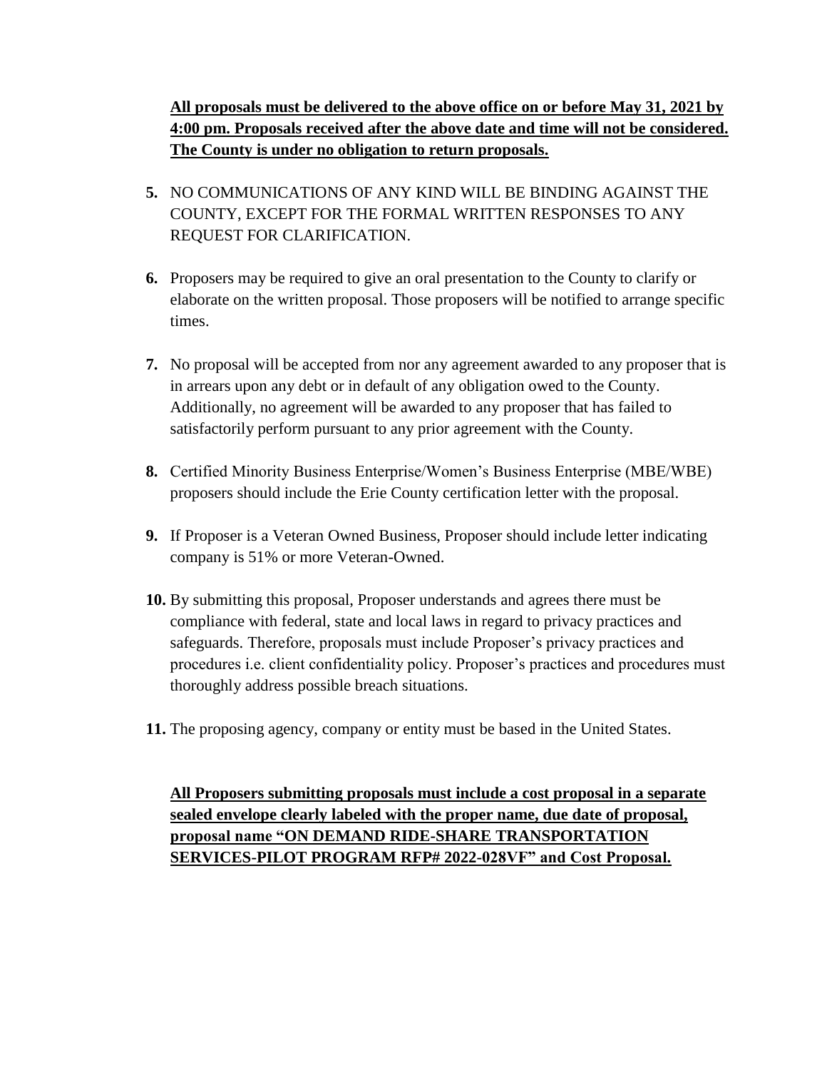**All proposals must be delivered to the above office on or before May 31, 2021 by 4:00 pm. Proposals received after the above date and time will not be considered. The County is under no obligation to return proposals.**

5. NO COMMUNICATIONS OF ANY KIND WILL BE BINDING AGAINST THE COUNTY, EXCEPT FOR THE FORMAL WRITTEN RESPONSES TO ANY REQUEST FOR CLARIFICATION.

6. Proposers may be required to give an oral presentation to the County to clarify or elaborate on the written proposal. Those proposers will be notified to arrange specific times.

7. No proposal will be accepted from nor any agreement awarded to any proposer that is in arrears upon any debt or in default of any obligation owed to the County. Additionally, no agreement will be awarded to any proposer that has failed to satisfactorily perform pursuant to any prior agreement with the County.

8. Certified Minority Business Enterprise/Women's Business Enterprise (MBE/WBE) proposers should include the Erie County certification letter with the proposal.

9. If Proposer is a Veteran Owned Business, Proposer should include letter indicating company is 51% or more Veteran-Owned.

10. By submitting this proposal, Proposer understands and agrees there must be compliance with federal, state and local laws in regard to privacy practices and safeguards. Therefore, proposals must include Proposer's privacy practices and procedures i.e. client confidentiality policy. Proposer's practices and procedures must thoroughly address possible breach situations.

11. The proposing agency, company or entity must be based in the United States.

**All Proposers submitting proposals must include a cost proposal in a separate sealed envelope clearly labeled with the proper name, due date of proposal, proposal name "ON DEMAND RIDE-SHARE TRANSPORTATION SERVICES-PILOT PROGRAM RFP# 2022-028VF" and Cost Proposal.**